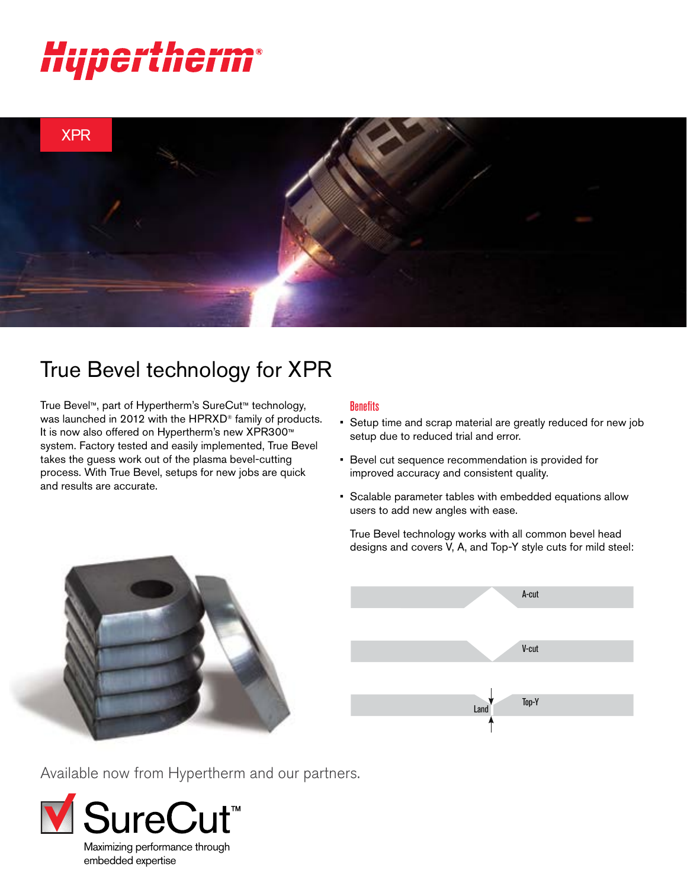Hypertherm®

XPR

# True Bevel technology for XPR

True Bevel™, part of Hypertherm's SureCut™ technology, was launched in 2012 with the HPRXD® family of products. It is now also offered on Hypertherm's new XPR300™ system. Factory tested and easily implemented, True Bevel takes the guess work out of the plasma bevel-cutting process. With True Bevel, setups for new jobs are quick and results are accurate.

### Benefits

- Setup time and scrap material are greatly reduced for new job setup due to reduced trial and error.
- Bevel cut sequence recommendation is provided for improved accuracy and consistent quality.
- Scalable parameter tables with embedded equations allow users to add new angles with ease.

True Bevel technology works with all common bevel head designs and covers V, A, and Top-Y style cuts for mild steel:

A-cut

V-cut

Top-Y

Land

Available now from Hypertherm and our partners.

SureCut™

Maximizing performance through embedded expertise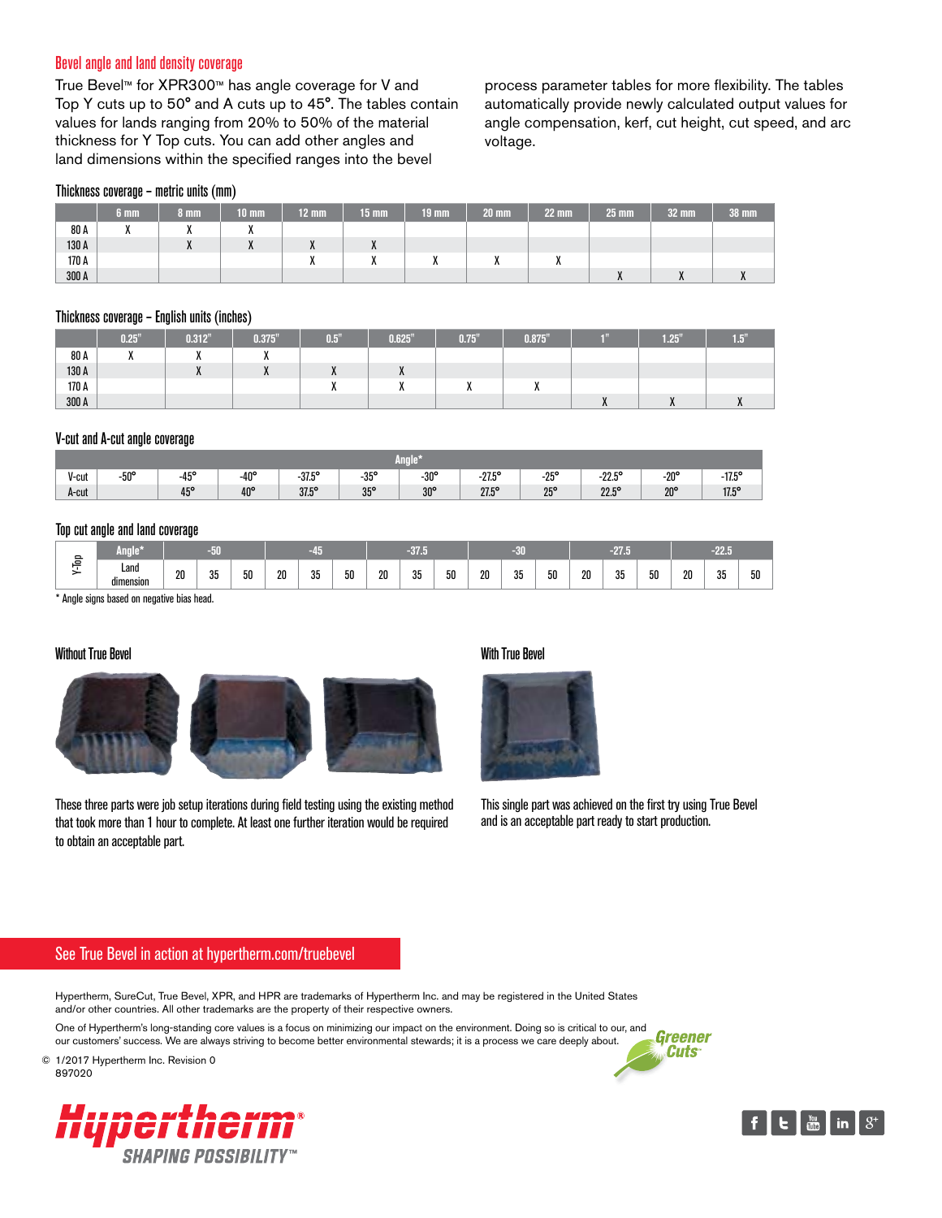## Bevel angle and land density coverage

True Bevel™ for XPR300™ has angle coverage for V and Top Y cuts up to 50° and A cuts up to 45°. The tables contain values for lands ranging from 20% to 50% of the material thickness for Y Top cuts. You can add other angles and land dimensions within the specified ranges into the bevel process parameter tables for more flexibility. The tables automatically provide newly calculated output values for angle compensation, kerf, cut height, cut speed, and arc voltage.

### Thickness coverage – metric units (mm)

| | 6 mm | 8 mm | 10 mm | 12 mm | 15 mm | 19 mm | 20 mm | 22 mm | 25 mm | 32 mm | 38 mm |
|---|---|---|---|---|---|---|---|---|---|---|---|
| 80 A | X | X | X | | | | | | | | |
| 130 A | | X | X | X | X | | | | | | |
| 170 A | | | | X | X | X | X | X | | | |
| 300 A | | | | | | | | | X | X | X |

### Thickness coverage – English units (inches)

| | 0.25" | 0.312" | 0.375" | 0.5" | 0.625" | 0.75" | 0.875" | 1" | 1.25" | 1.5" |
|---|---|---|---|---|---|---|---|---|---|---|
| 80 A | X | X | X | | | | | | | |
| 130 A | | X | X | X | X | | | | | |
| 170 A | | | | X | X | X | X | | | |
| 300 A | | | | | | | | X | X | X |

### V-cut and A-cut angle coverage

| | Angle* | | | | | | | | | | |
|---|---|---|---|---|---|---|---|---|---|---|---|
| V-cut | -50° | -45° | -40° | -37.5° | -35° | -30° | -27.5° | -25° | -22.5° | -20° | -17.5° |
| A-cut | | 45° | 40° | 37.5° | 35° | 30° | 27.5° | 25° | 22.5° | 20° | 17.5° |

### Top cut angle and land coverage

| | Angle* | -50 | | | -45 | | | -37.5 | | | -30 | | | -27.5 | | | -22.5 | | |
|---|---|---|---|---|---|---|---|---|---|---|---|---|---|---|---|---|---|---|---|
| Y-Top | Land dimension | 20 | 35 | 50 | 20 | 35 | 50 | 20 | 35 | 50 | 20 | 35 | 50 | 20 | 35 | 50 | 20 | 35 | 50 |

* Angle signs based on negative bias head.

### Without True Bevel

These three parts were job setup iterations during field testing using the existing method that took more than 1 hour to complete. At least one further iteration would be required to obtain an acceptable part.

### With True Bevel

This single part was achieved on the first try using True Bevel and is an acceptable part ready to start production.

**See True Bevel in action at hypertherm.com/truebevel**

Hypertherm, SureCut, True Bevel, XPR, and HPR are trademarks of Hypertherm Inc. and may be registered in the United States and/or other countries. All other trademarks are the property of their respective owners.

One of Hypertherm's long-standing core values is a focus on minimizing our impact on the environment. Doing so is critical to our, and our customers' success. We are always striving to become better environmental stewards; it is a process we care deeply about.

Greener Cuts™

© 1/2017 Hypertherm Inc. Revision 0
897020

Hypertherm® SHAPING POSSIBILITY™